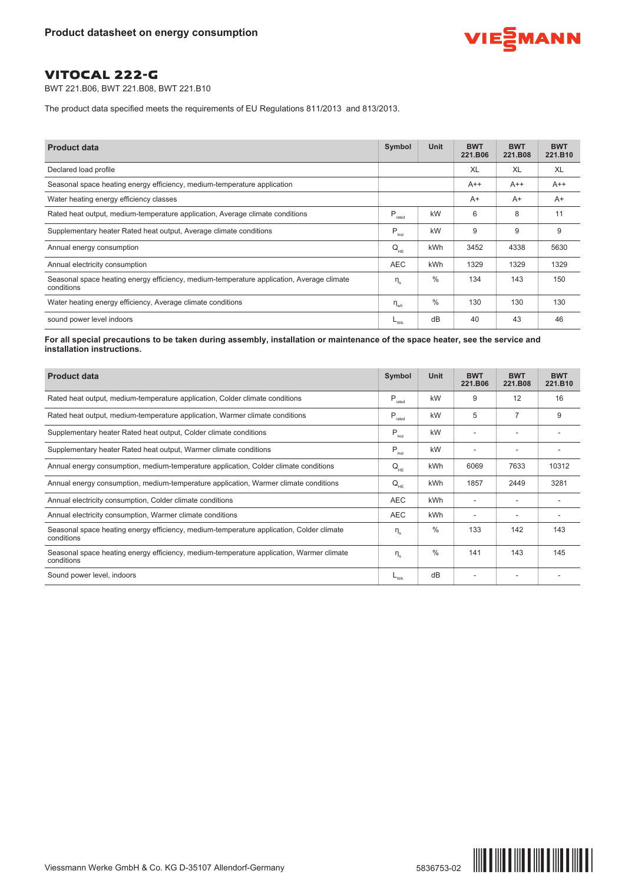## Product datasheet on energy consumption

# VITOCAL 222-G

BWT 221.B06, BWT 221.B08, BWT 221.B10

The product data specified meets the requirements of EU Regulations 811/2013 and 813/2013.

| Product data | Symbol | Unit | BWT 221.B06 | BWT 221.B08 | BWT 221.B10 |
|---|---|---|---|---|---|
| Declared load profile | | | XL | XL | XL |
| Seasonal space heating energy efficiency, medium-temperature application | | | A++ | A++ | A++ |
| Water heating energy efficiency classes | | | A+ | A+ | A+ |
| Rated heat output, medium-temperature application, Average climate conditions | $P_{rated}$ | kW | 6 | 8 | 11 |
| Supplementary heater Rated heat output, Average climate conditions | $P_{sup}$ | kW | 9 | 9 | 9 |
| Annual energy consumption | $Q_{HE}$ | kWh | 3452 | 4338 | 5630 |
| Annual electricity consumption | AEC | kWh | 1329 | 1329 | 1329 |
| Seasonal space heating energy efficiency, medium-temperature application, Average climate conditions | $\eta_s$ | % | 134 | 143 | 150 |
| Water heating energy efficiency, Average climate conditions | $\eta_{wh}$ | % | 130 | 130 | 130 |
| sound power level indoors | $L_{WA}$ | dB | 40 | 43 | 46 |

**For all special precautions to be taken during assembly, installation or maintenance of the space heater, see the service and installation instructions.**

| Product data | Symbol | Unit | BWT 221.B06 | BWT 221.B08 | BWT 221.B10 |
|---|---|---|---|---|---|
| Rated heat output, medium-temperature application, Colder climate conditions | $P_{rated}$ | kW | 9 | 12 | 16 |
| Rated heat output, medium-temperature application, Warmer climate conditions | $P_{rated}$ | kW | 5 | 7 | 9 |
| Supplementary heater Rated heat output, Colder climate conditions | $P_{sup}$ | kW | - | - | - |
| Supplementary heater Rated heat output, Warmer climate conditions | $P_{sup}$ | kW | - | - | - |
| Annual energy consumption, medium-temperature application, Colder climate conditions | $Q_{HE}$ | kWh | 6069 | 7633 | 10312 |
| Annual energy consumption, medium-temperature application, Warmer climate conditions | $Q_{HE}$ | kWh | 1857 | 2449 | 3281 |
| Annual electricity consumption, Colder climate conditions | AEC | kWh | - | - | - |
| Annual electricity consumption, Warmer climate conditions | AEC | kWh | - | - | - |
| Seasonal space heating energy efficiency, medium-temperature application, Colder climate conditions | $\eta_s$ | % | 133 | 142 | 143 |
| Seasonal space heating energy efficiency, medium-temperature application, Warmer climate conditions | $\eta_s$ | % | 141 | 143 | 145 |
| Sound power level, indoors | $L_{WA}$ | dB | - | - | - |

Viessmann Werke GmbH & Co. KG D-35107 Allendorf-Germany

5836753-02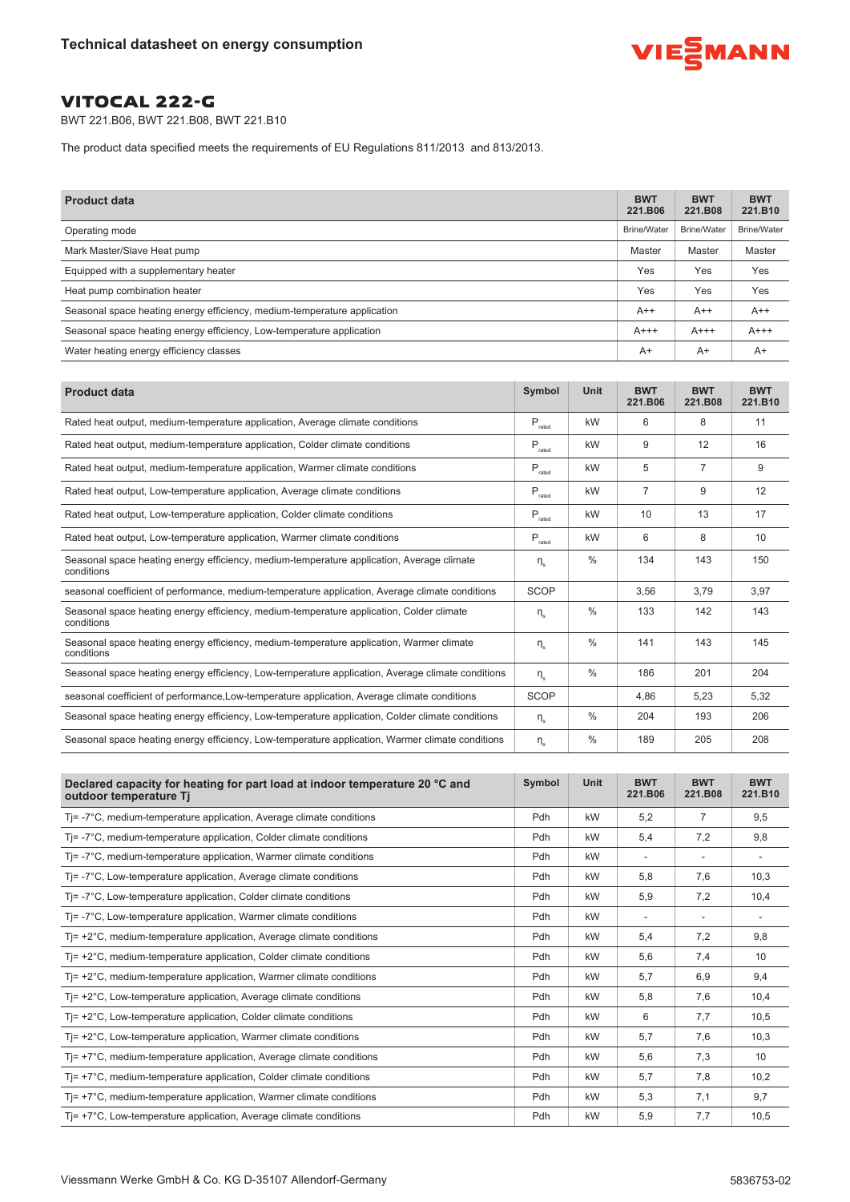## Technical datasheet on energy consumption

# VITOCAL 222-G

BWT 221.B06, BWT 221.B08, BWT 221.B10

The product data specified meets the requirements of EU Regulations 811/2013 and 813/2013.

| Product data | BWT 221.B06 | BWT 221.B08 | BWT 221.B10 |
|---|---|---|---|
| Operating mode | Brine/Water | Brine/Water | Brine/Water |
| Mark Master/Slave Heat pump | Master | Master | Master |
| Equipped with a supplementary heater | Yes | Yes | Yes |
| Heat pump combination heater | Yes | Yes | Yes |
| Seasonal space heating energy efficiency, medium-temperature application | A++ | A++ | A++ |
| Seasonal space heating energy efficiency, Low-temperature application | A+++ | A+++ | A+++ |
| Water heating energy efficiency classes | A+ | A+ | A+ |

| Product data | Symbol | Unit | BWT 221.B06 | BWT 221.B08 | BWT 221.B10 |
|---|---|---|---|---|---|
| Rated heat output, medium-temperature application, Average climate conditions | $P_{rated}$ | kW | 6 | 8 | 11 |
| Rated heat output, medium-temperature application, Colder climate conditions | $P_{rated}$ | kW | 9 | 12 | 16 |
| Rated heat output, medium-temperature application, Warmer climate conditions | $P_{rated}$ | kW | 5 | 7 | 9 |
| Rated heat output, Low-temperature application, Average climate conditions | $P_{rated}$ | kW | 7 | 9 | 12 |
| Rated heat output, Low-temperature application, Colder climate conditions | $P_{rated}$ | kW | 10 | 13 | 17 |
| Rated heat output, Low-temperature application, Warmer climate conditions | $P_{rated}$ | kW | 6 | 8 | 10 |
| Seasonal space heating energy efficiency, medium-temperature application, Average climate conditions | $\eta_s$ | % | 134 | 143 | 150 |
| seasonal coefficient of performance, medium-temperature application, Average climate conditions | SCOP | | 3,56 | 3,79 | 3,97 |
| Seasonal space heating energy efficiency, medium-temperature application, Colder climate conditions | $\eta_s$ | % | 133 | 142 | 143 |
| Seasonal space heating energy efficiency, medium-temperature application, Warmer climate conditions | $\eta_s$ | % | 141 | 143 | 145 |
| Seasonal space heating energy efficiency, Low-temperature application, Average climate conditions | $\eta_s$ | % | 186 | 201 | 204 |
| seasonal coefficient of performance,Low-temperature application, Average climate conditions | SCOP | | 4,86 | 5,23 | 5,32 |
| Seasonal space heating energy efficiency, Low-temperature application, Colder climate conditions | $\eta_s$ | % | 204 | 193 | 206 |
| Seasonal space heating energy efficiency, Low-temperature application, Warmer climate conditions | $\eta_s$ | % | 189 | 205 | 208 |

| Declared capacity for heating for part load at indoor temperature 20 °C and outdoor temperature Tj | Symbol | Unit | BWT 221.B06 | BWT 221.B08 | BWT 221.B10 |
|---|---|---|---|---|---|
| Tj= -7°C, medium-temperature application, Average climate conditions | Pdh | kW | 5,2 | 7 | 9,5 |
| Tj= -7°C, medium-temperature application, Colder climate conditions | Pdh | kW | 5,4 | 7,2 | 9,8 |
| Tj= -7°C, medium-temperature application, Warmer climate conditions | Pdh | kW | - | - | - |
| Tj= -7°C, Low-temperature application, Average climate conditions | Pdh | kW | 5,8 | 7,6 | 10,3 |
| Tj= -7°C, Low-temperature application, Colder climate conditions | Pdh | kW | 5,9 | 7,2 | 10,4 |
| Tj= -7°C, Low-temperature application, Warmer climate conditions | Pdh | kW | - | - | - |
| Tj= +2°C, medium-temperature application, Average climate conditions | Pdh | kW | 5,4 | 7,2 | 9,8 |
| Tj= +2°C, medium-temperature application, Colder climate conditions | Pdh | kW | 5,6 | 7,4 | 10 |
| Tj= +2°C, medium-temperature application, Warmer climate conditions | Pdh | kW | 5,7 | 6,9 | 9,4 |
| Tj= +2°C, Low-temperature application, Average climate conditions | Pdh | kW | 5,8 | 7,6 | 10,4 |
| Tj= +2°C, Low-temperature application, Colder climate conditions | Pdh | kW | 6 | 7,7 | 10,5 |
| Tj= +2°C, Low-temperature application, Warmer climate conditions | Pdh | kW | 5,7 | 7,6 | 10,3 |
| Tj= +7°C, medium-temperature application, Average climate conditions | Pdh | kW | 5,6 | 7,3 | 10 |
| Tj= +7°C, medium-temperature application, Colder climate conditions | Pdh | kW | 5,7 | 7,8 | 10,2 |
| Tj= +7°C, medium-temperature application, Warmer climate conditions | Pdh | kW | 5,3 | 7,1 | 9,7 |
| Tj= +7°C, Low-temperature application, Average climate conditions | Pdh | kW | 5,9 | 7,7 | 10,5 |

Viessmann Werke GmbH & Co. KG D-35107 Allendorf-Germany

5836753-02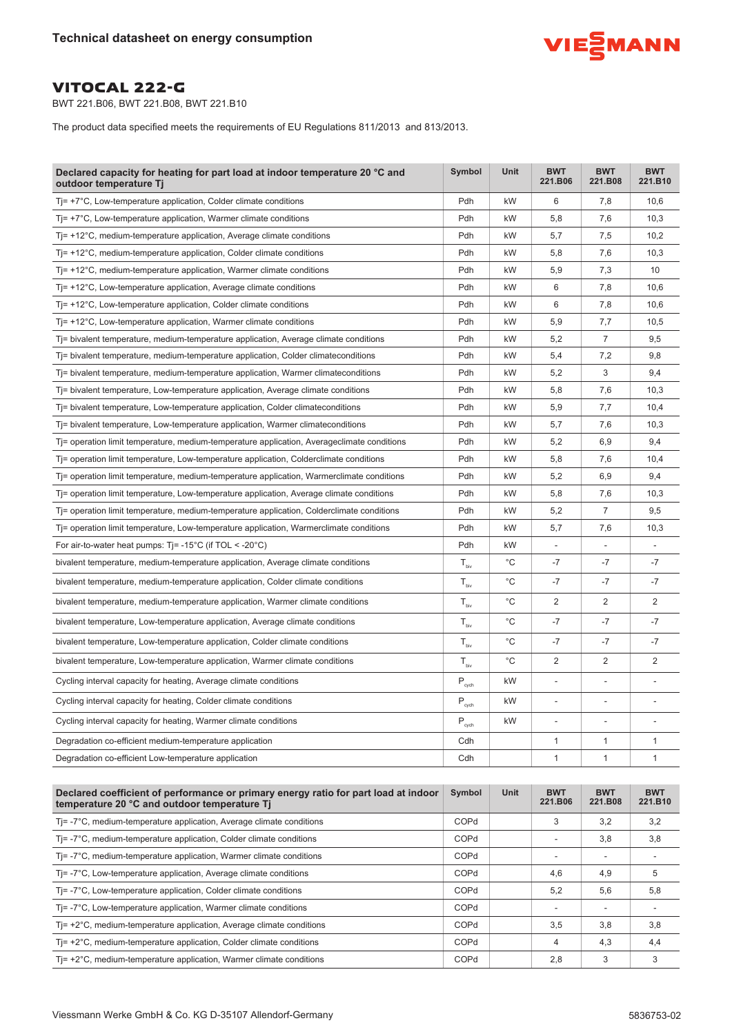# VITOCAL 222-G

BWT 221.B06, BWT 221.B08, BWT 221.B10

The product data specified meets the requirements of EU Regulations 811/2013 and 813/2013.

| Declared capacity for heating for part load at indoor temperature 20 °C and outdoor temperature Tj | Symbol | Unit | BWT 221.B06 | BWT 221.B08 | BWT 221.B10 |
|---|---|---|---|---|---|
| Tj= +7°C, Low-temperature application, Colder climate conditions | Pdh | kW | 6 | 7,8 | 10,6 |
| Tj= +7°C, Low-temperature application, Warmer climate conditions | Pdh | kW | 5,8 | 7,6 | 10,3 |
| Tj= +12°C, medium-temperature application, Average climate conditions | Pdh | kW | 5,7 | 7,5 | 10,2 |
| Tj= +12°C, medium-temperature application, Colder climate conditions | Pdh | kW | 5,8 | 7,6 | 10,3 |
| Tj= +12°C, medium-temperature application, Warmer climate conditions | Pdh | kW | 5,9 | 7,3 | 10 |
| Tj= +12°C, Low-temperature application, Average climate conditions | Pdh | kW | 6 | 7,8 | 10,6 |
| Tj= +12°C, Low-temperature application, Colder climate conditions | Pdh | kW | 6 | 7,8 | 10,6 |
| Tj= +12°C, Low-temperature application, Warmer climate conditions | Pdh | kW | 5,9 | 7,7 | 10,5 |
| Tj= bivalent temperature, medium-temperature application, Average climate conditions | Pdh | kW | 5,2 | 7 | 9,5 |
| Tj= bivalent temperature, medium-temperature application, Colder climateconditions | Pdh | kW | 5,4 | 7,2 | 9,8 |
| Tj= bivalent temperature, medium-temperature application, Warmer climateconditions | Pdh | kW | 5,2 | 3 | 9,4 |
| Tj= bivalent temperature, Low-temperature application, Average climate conditions | Pdh | kW | 5,8 | 7,6 | 10,3 |
| Tj= bivalent temperature, Low-temperature application, Colder climateconditions | Pdh | kW | 5,9 | 7,7 | 10,4 |
| Tj= bivalent temperature, Low-temperature application, Warmer climateconditions | Pdh | kW | 5,7 | 7,6 | 10,3 |
| Tj= operation limit temperature, medium-temperature application, Averageclimate conditions | Pdh | kW | 5,2 | 6,9 | 9,4 |
| Tj= operation limit temperature, Low-temperature application, Colderclimate conditions | Pdh | kW | 5,8 | 7,6 | 10,4 |
| Tj= operation limit temperature, medium-temperature application, Warmerclimate conditions | Pdh | kW | 5,2 | 6,9 | 9,4 |
| Tj= operation limit temperature, Low-temperature application, Average climate conditions | Pdh | kW | 5,8 | 7,6 | 10,3 |
| Tj= operation limit temperature, medium-temperature application, Colderclimate conditions | Pdh | kW | 5,2 | 7 | 9,5 |
| Tj= operation limit temperature, Low-temperature application, Warmerclimate conditions | Pdh | kW | 5,7 | 7,6 | 10,3 |
| For air-to-water heat pumps: Tj= -15°C (if TOL < -20°C) | Pdh | kW | - | - | - |
| bivalent temperature, medium-temperature application, Average climate conditions | $T_{biv}$ | °C | -7 | -7 | -7 |
| bivalent temperature, medium-temperature application, Colder climate conditions | $T_{biv}$ | °C | -7 | -7 | -7 |
| bivalent temperature, medium-temperature application, Warmer climate conditions | $T_{biv}$ | °C | 2 | 2 | 2 |
| bivalent temperature, Low-temperature application, Average climate conditions | $T_{biv}$ | °C | -7 | -7 | -7 |
| bivalent temperature, Low-temperature application, Colder climate conditions | $T_{biv}$ | °C | -7 | -7 | -7 |
| bivalent temperature, Low-temperature application, Warmer climate conditions | $T_{biv}$ | °C | 2 | 2 | 2 |
| Cycling interval capacity for heating, Average climate conditions | $P_{cych}$ | kW | - | - | - |
| Cycling interval capacity for heating, Colder climate conditions | $P_{cych}$ | kW | - | - | - |
| Cycling interval capacity for heating, Warmer climate conditions | $P_{cych}$ | kW | - | - | - |
| Degradation co-efficient medium-temperature application | Cdh | | 1 | 1 | 1 |
| Degradation co-efficient Low-temperature application | Cdh | | 1 | 1 | 1 |

| Declared coefficient of performance or primary energy ratio for part load at indoor temperature 20 °C and outdoor temperature Tj | Symbol | Unit | BWT 221.B06 | BWT 221.B08 | BWT 221.B10 |
|---|---|---|---|---|---|
| Tj= -7°C, medium-temperature application, Average climate conditions | COPd | | 3 | 3,2 | 3,2 |
| Tj= -7°C, medium-temperature application, Colder climate conditions | COPd | | - | 3,8 | 3,8 |
| Tj= -7°C, medium-temperature application, Warmer climate conditions | COPd | | - | - | - |
| Tj= -7°C, Low-temperature application, Average climate conditions | COPd | | 4,6 | 4,9 | 5 |
| Tj= -7°C, Low-temperature application, Colder climate conditions | COPd | | 5,2 | 5,6 | 5,8 |
| Tj= -7°C, Low-temperature application, Warmer climate conditions | COPd | | - | - | - |
| Tj= +2°C, medium-temperature application, Average climate conditions | COPd | | 3,5 | 3,8 | 3,8 |
| Tj= +2°C, medium-temperature application, Colder climate conditions | COPd | | 4 | 4,3 | 4,4 |
| Tj= +2°C, medium-temperature application, Warmer climate conditions | COPd | | 2,8 | 3 | 3 |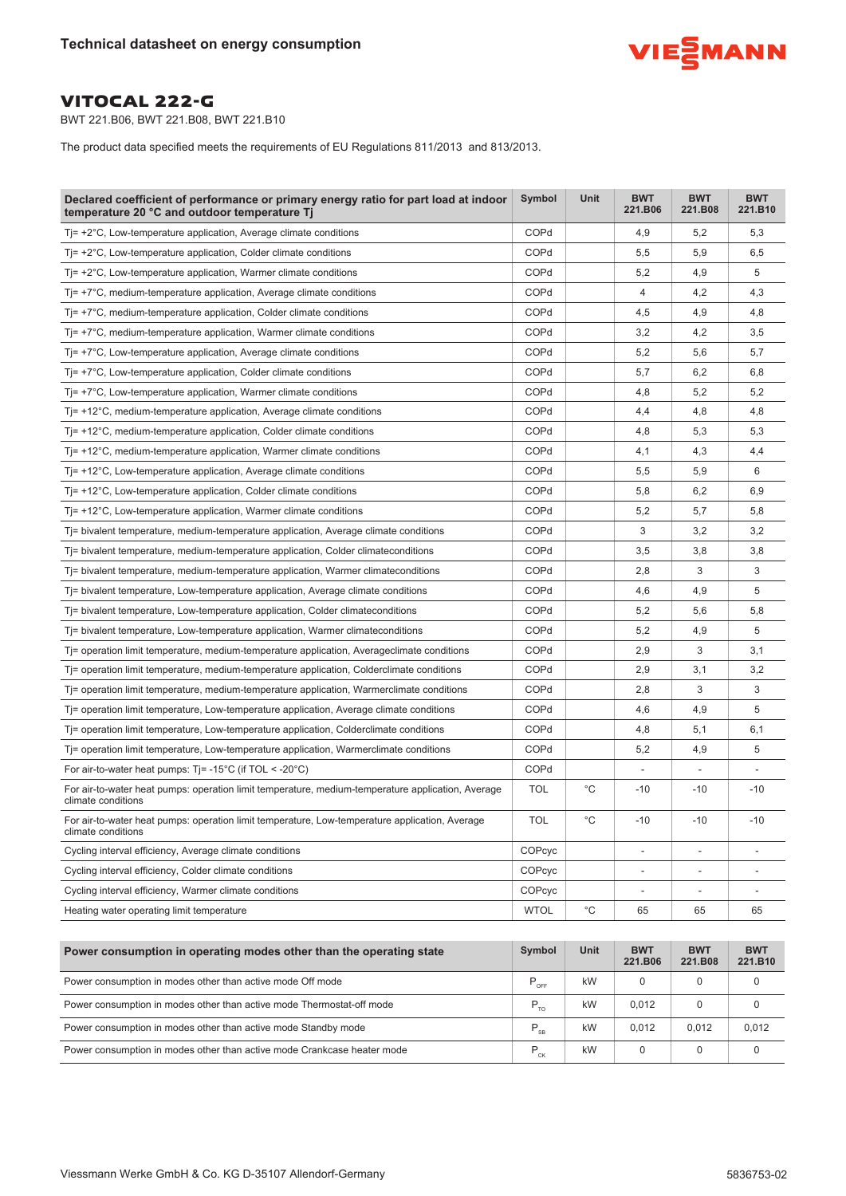## VITOCAL 222-G

BWT 221.B06, BWT 221.B08, BWT 221.B10

The product data specified meets the requirements of EU Regulations 811/2013 and 813/2013.

| Declared coefficient of performance or primary energy ratio for part load at indoor temperature 20 °C and outdoor temperature Tj | Symbol | Unit | BWT 221.B06 | BWT 221.B08 | BWT 221.B10 |
|---|---|---|---|---|---|
| Tj= +2°C, Low-temperature application, Average climate conditions | COPd | | 4,9 | 5,2 | 5,3 |
| Tj= +2°C, Low-temperature application, Colder climate conditions | COPd | | 5,5 | 5,9 | 6,5 |
| Tj= +2°C, Low-temperature application, Warmer climate conditions | COPd | | 5,2 | 4,9 | 5 |
| Tj= +7°C, medium-temperature application, Average climate conditions | COPd | | 4 | 4,2 | 4,3 |
| Tj= +7°C, medium-temperature application, Colder climate conditions | COPd | | 4,5 | 4,9 | 4,8 |
| Tj= +7°C, medium-temperature application, Warmer climate conditions | COPd | | 3,2 | 4,2 | 3,5 |
| Tj= +7°C, Low-temperature application, Average climate conditions | COPd | | 5,2 | 5,6 | 5,7 |
| Tj= +7°C, Low-temperature application, Colder climate conditions | COPd | | 5,7 | 6,2 | 6,8 |
| Tj= +7°C, Low-temperature application, Warmer climate conditions | COPd | | 4,8 | 5,2 | 5,2 |
| Tj= +12°C, medium-temperature application, Average climate conditions | COPd | | 4,4 | 4,8 | 4,8 |
| Tj= +12°C, medium-temperature application, Colder climate conditions | COPd | | 4,8 | 5,3 | 5,3 |
| Tj= +12°C, medium-temperature application, Warmer climate conditions | COPd | | 4,1 | 4,3 | 4,4 |
| Tj= +12°C, Low-temperature application, Average climate conditions | COPd | | 5,5 | 5,9 | 6 |
| Tj= +12°C, Low-temperature application, Colder climate conditions | COPd | | 5,8 | 6,2 | 6,9 |
| Tj= +12°C, Low-temperature application, Warmer climate conditions | COPd | | 5,2 | 5,7 | 5,8 |
| Tj= bivalent temperature, medium-temperature application, Average climate conditions | COPd | | 3 | 3,2 | 3,2 |
| Tj= bivalent temperature, medium-temperature application, Colder climateconditions | COPd | | 3,5 | 3,8 | 3,8 |
| Tj= bivalent temperature, medium-temperature application, Warmer climateconditions | COPd | | 2,8 | 3 | 3 |
| Tj= bivalent temperature, Low-temperature application, Average climate conditions | COPd | | 4,6 | 4,9 | 5 |
| Tj= bivalent temperature, Low-temperature application, Colder climateconditions | COPd | | 5,2 | 5,6 | 5,8 |
| Tj= bivalent temperature, Low-temperature application, Warmer climateconditions | COPd | | 5,2 | 4,9 | 5 |
| Tj= operation limit temperature, medium-temperature application, Averageclimate conditions | COPd | | 2,9 | 3 | 3,1 |
| Tj= operation limit temperature, medium-temperature application, Colderclimate conditions | COPd | | 2,9 | 3,1 | 3,2 |
| Tj= operation limit temperature, medium-temperature application, Warmerclimate conditions | COPd | | 2,8 | 3 | 3 |
| Tj= operation limit temperature, Low-temperature application, Average climate conditions | COPd | | 4,6 | 4,9 | 5 |
| Tj= operation limit temperature, Low-temperature application, Colderclimate conditions | COPd | | 4,8 | 5,1 | 6,1 |
| Tj= operation limit temperature, Low-temperature application, Warmerclimate conditions | COPd | | 5,2 | 4,9 | 5 |
| For air-to-water heat pumps: Tj= -15°C (if TOL < -20°C) | COPd | | - | - | - |
| For air-to-water heat pumps: operation limit temperature, medium-temperature application, Average climate conditions | TOL | °C | -10 | -10 | -10 |
| For air-to-water heat pumps: operation limit temperature, Low-temperature application, Average climate conditions | TOL | °C | -10 | -10 | -10 |
| Cycling interval efficiency, Average climate conditions | COPcyc | | - | - | - |
| Cycling interval efficiency, Colder climate conditions | COPcyc | | - | - | - |
| Cycling interval efficiency, Warmer climate conditions | COPcyc | | - | - | - |
| Heating water operating limit temperature | WTOL | °C | 65 | 65 | 65 |

| Power consumption in operating modes other than the operating state | Symbol | Unit | BWT 221.B06 | BWT 221.B08 | BWT 221.B10 |
|---|---|---|---|---|---|
| Power consumption in modes other than active mode Off mode | $P_{OFF}$ | kW | 0 | 0 | 0 |
| Power consumption in modes other than active mode Thermostat-off mode | $P_{TO}$ | kW | 0,012 | 0 | 0 |
| Power consumption in modes other than active mode Standby mode | $P_{SB}$ | kW | 0,012 | 0,012 | 0,012 |
| Power consumption in modes other than active mode Crankcase heater mode | $P_{CK}$ | kW | 0 | 0 | 0 |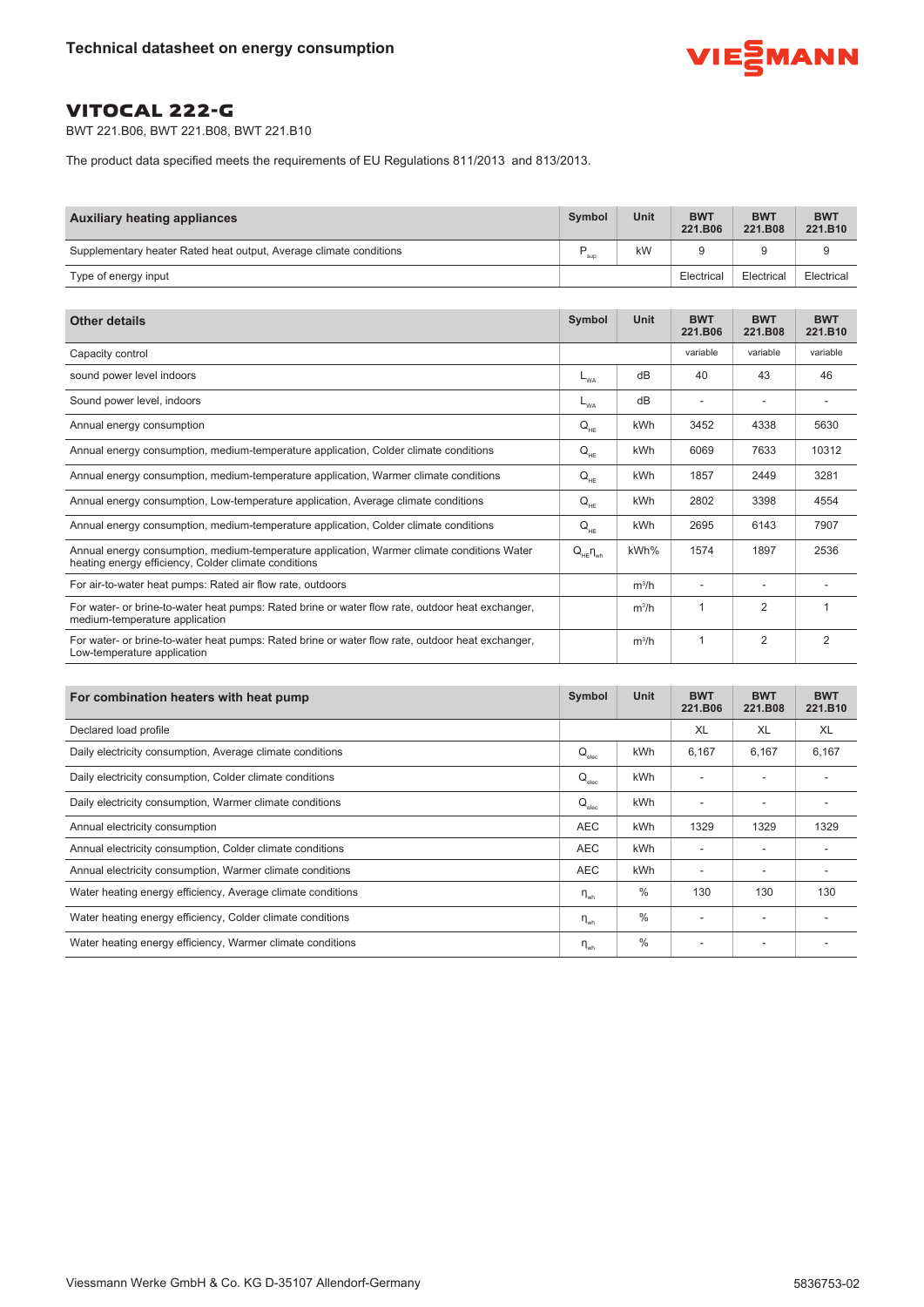Technical datasheet on energy consumption

# VITOCAL 222-G

BWT 221.B06, BWT 221.B08, BWT 221.B10

The product data specified meets the requirements of EU Regulations 811/2013 and 813/2013.

| Auxiliary heating appliances | Symbol | Unit | BWT 221.B06 | BWT 221.B08 | BWT 221.B10 |
|---|---|---|---|---|---|
| Supplementary heater Rated heat output, Average climate conditions | $P_{sup}$ | kW | 9 | 9 | 9 |
| Type of energy input | | | Electrical | Electrical | Electrical |

| Other details | Symbol | Unit | BWT 221.B06 | BWT 221.B08 | BWT 221.B10 |
|---|---|---|---|---|---|
| Capacity control | | | variable | variable | variable |
| sound power level indoors | $L_{WA}$ | dB | 40 | 43 | 46 |
| Sound power level, indoors | $L_{WA}$ | dB | - | - | - |
| Annual energy consumption | $Q_{HE}$ | kWh | 3452 | 4338 | 5630 |
| Annual energy consumption, medium-temperature application, Colder climate conditions | $Q_{HE}$ | kWh | 6069 | 7633 | 10312 |
| Annual energy consumption, medium-temperature application, Warmer climate conditions | $Q_{HE}$ | kWh | 1857 | 2449 | 3281 |
| Annual energy consumption, Low-temperature application, Average climate conditions | $Q_{HE}$ | kWh | 2802 | 3398 | 4554 |
| Annual energy consumption, medium-temperature application, Colder climate conditions | $Q_{HE}$ | kWh | 2695 | 6143 | 7907 |
| Annual energy consumption, medium-temperature application, Warmer climate conditions Water heating energy efficiency, Colder climate conditions | $Q_{HE}\eta_{wh}$ | kWh% | 1574 | 1897 | 2536 |
| For air-to-water heat pumps: Rated air flow rate, outdoors | | $m^3/h$ | - | - | - |
| For water- or brine-to-water heat pumps: Rated brine or water flow rate, outdoor heat exchanger, medium-temperature application | | $m^3/h$ | 1 | 2 | 1 |
| For water- or brine-to-water heat pumps: Rated brine or water flow rate, outdoor heat exchanger, Low-temperature application | | $m^3/h$ | 1 | 2 | 2 |

| For combination heaters with heat pump | Symbol | Unit | BWT 221.B06 | BWT 221.B08 | BWT 221.B10 |
|---|---|---|---|---|---|
| Declared load profile | | | XL | XL | XL |
| Daily electricity consumption, Average climate conditions | $Q_{elec}$ | kWh | 6,167 | 6,167 | 6,167 |
| Daily electricity consumption, Colder climate conditions | $Q_{elec}$ | kWh | - | - | - |
| Daily electricity consumption, Warmer climate conditions | $Q_{elec}$ | kWh | - | - | - |
| Annual electricity consumption | AEC | kWh | 1329 | 1329 | 1329 |
| Annual electricity consumption, Colder climate conditions | AEC | kWh | - | - | - |
| Annual electricity consumption, Warmer climate conditions | AEC | kWh | - | - | - |
| Water heating energy efficiency, Average climate conditions | $\eta_{wh}$ | % | 130 | 130 | 130 |
| Water heating energy efficiency, Colder climate conditions | $\eta_{wh}$ | % | - | - | - |
| Water heating energy efficiency, Warmer climate conditions | $\eta_{wh}$ | % | - | - | - |

Viessmann Werke GmbH & Co. KG D-35107 Allendorf-Germany

5836753-02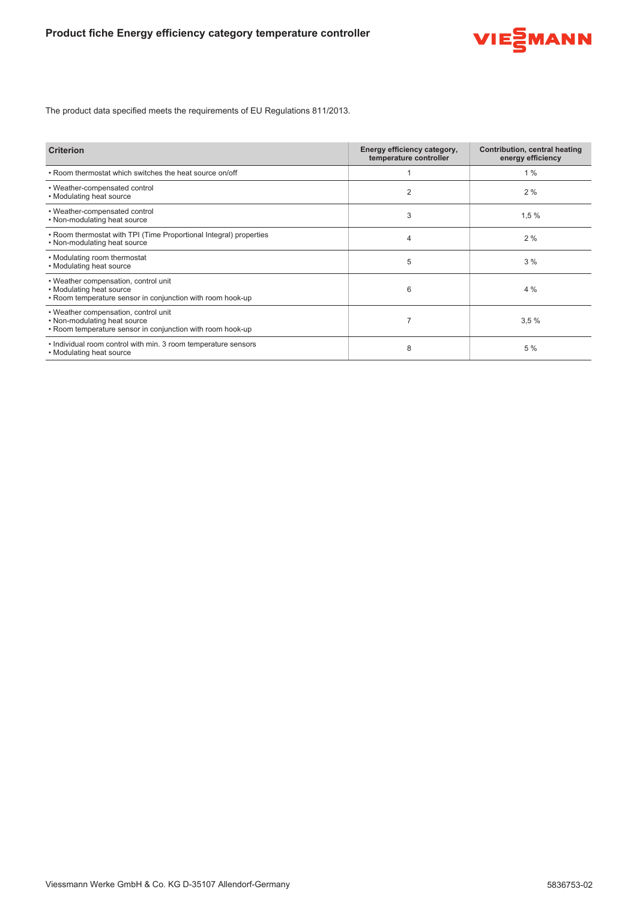# Product fiche Energy efficiency category temperature controller

The product data specified meets the requirements of EU Regulations 811/2013.

| Criterion | Energy efficiency category, temperature controller | Contribution, central heating energy efficiency |
|---|---|---|
| • Room thermostat which switches the heat source on/off | 1 | 1 % |
| • Weather-compensated control<br>• Modulating heat source | 2 | 2 % |
| • Weather-compensated control<br>• Non-modulating heat source | 3 | 1,5 % |
| • Room thermostat with TPI (Time Proportional Integral) properties<br>• Non-modulating heat source | 4 | 2 % |
| • Modulating room thermostat<br>• Modulating heat source | 5 | 3 % |
| • Weather compensation, control unit<br>• Modulating heat source<br>• Room temperature sensor in conjunction with room hook-up | 6 | 4 % |
| • Weather compensation, control unit<br>• Non-modulating heat source<br>• Room temperature sensor in conjunction with room hook-up | 7 | 3,5 % |
| • Individual room control with min. 3 room temperature sensors<br>• Modulating heat source | 8 | 5 % |

Viessmann Werke GmbH & Co. KG D-35107 Allendorf-Germany

5836753-02